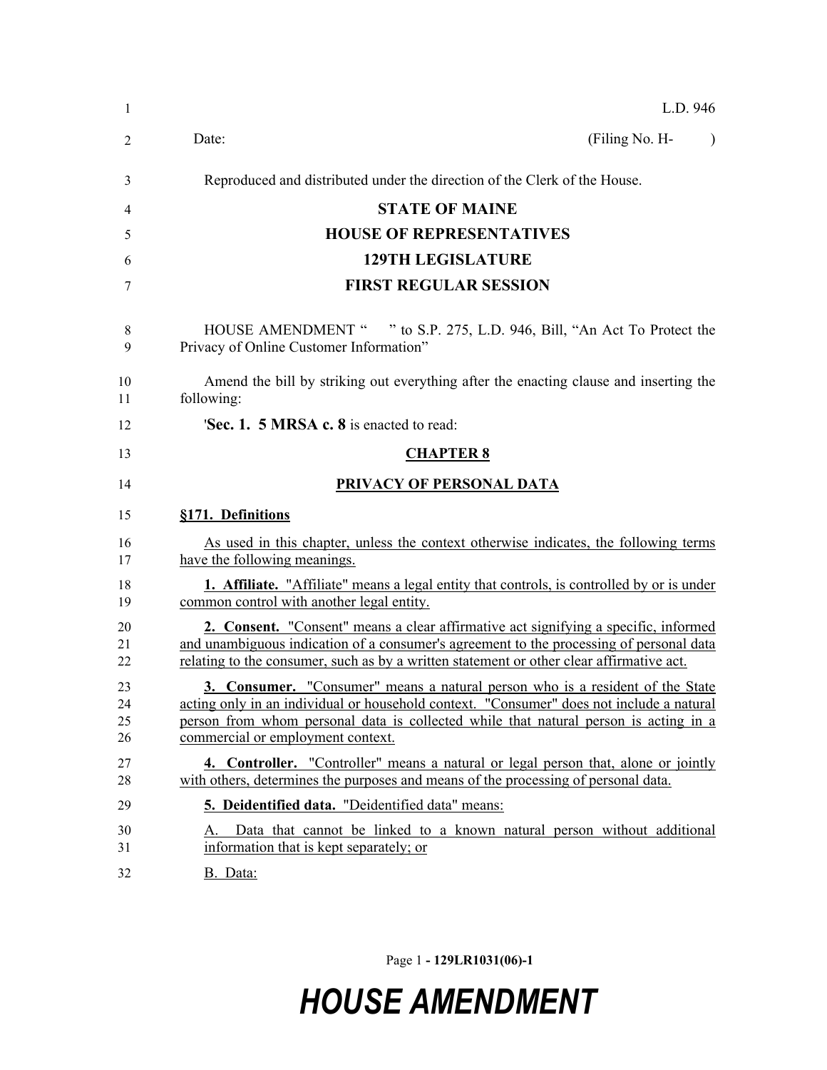L.D. 946

Date: (Filing No. H- )

Reproduced and distributed under the direction of the Clerk of the House.

**STATE OF MAINE**

**HOUSE OF REPRESENTATIVES**

**129TH LEGISLATURE**

**FIRST REGULAR SESSION**

HOUSE AMENDMENT " " to S.P. 275, L.D. 946, Bill, "An Act To Protect the Privacy of Online Customer Information"

Amend the bill by striking out everything after the enacting clause and inserting the following:

'**Sec. 1. 5 MRSA c. 8** is enacted to read:

**CHAPTER 8**

**PRIVACY OF PERSONAL DATA**

**§171. Definitions**

As used in this chapter, unless the context otherwise indicates, the following terms have the following meanings.

**1. Affiliate.** "Affiliate" means a legal entity that controls, is controlled by or is under common control with another legal entity.

**2. Consent.** "Consent" means a clear affirmative act signifying a specific, informed and unambiguous indication of a consumer's agreement to the processing of personal data relating to the consumer, such as by a written statement or other clear affirmative act.

**3. Consumer.** "Consumer" means a natural person who is a resident of the State acting only in an individual or household context. "Consumer" does not include a natural person from whom personal data is collected while that natural person is acting in a commercial or employment context.

**4. Controller.** "Controller" means a natural or legal person that, alone or jointly with others, determines the purposes and means of the processing of personal data.

**5. Deidentified data.** "Deidentified data" means:

A. Data that cannot be linked to a known natural person without additional information that is kept separately; or

B. Data: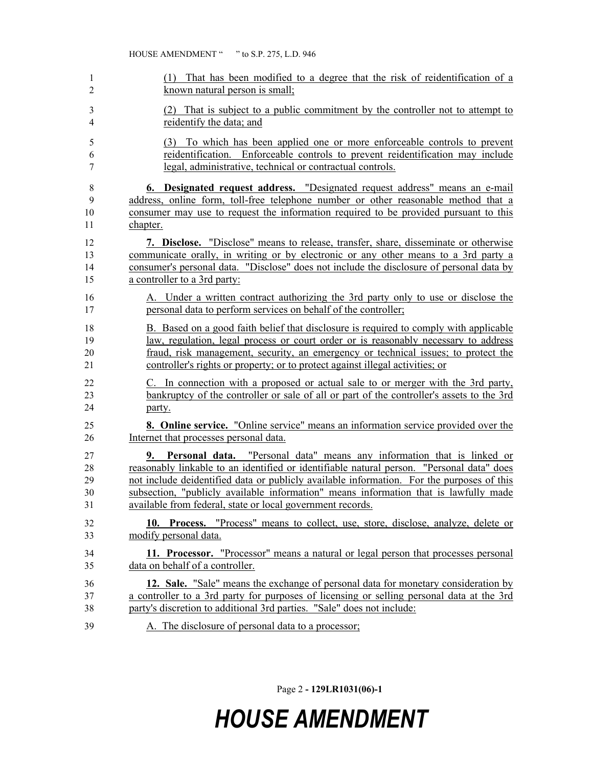(1) That has been modified to a degree that the risk of reidentification of a known natural person is small;

(2) That is subject to a public commitment by the controller not to attempt to reidentify the data; and

(3) To which has been applied one or more enforceable controls to prevent reidentification. Enforceable controls to prevent reidentification may include legal, administrative, technical or contractual controls.

**6. Designated request address.** "Designated request address" means an e-mail address, online form, toll-free telephone number or other reasonable method that a consumer may use to request the information required to be provided pursuant to this chapter.

**7. Disclose.** "Disclose" means to release, transfer, share, disseminate or otherwise communicate orally, in writing or by electronic or any other means to a 3rd party a consumer's personal data. "Disclose" does not include the disclosure of personal data by a controller to a 3rd party:

A. Under a written contract authorizing the 3rd party only to use or disclose the personal data to perform services on behalf of the controller;

B. Based on a good faith belief that disclosure is required to comply with applicable law, regulation, legal process or court order or is reasonably necessary to address fraud, risk management, security, an emergency or technical issues; to protect the controller's rights or property; or to protect against illegal activities; or

C. In connection with a proposed or actual sale to or merger with the 3rd party, bankruptcy of the controller or sale of all or part of the controller's assets to the 3rd party.

**8. Online service.** "Online service" means an information service provided over the Internet that processes personal data.

**9. Personal data.** "Personal data" means any information that is linked or reasonably linkable to an identified or identifiable natural person. "Personal data" does not include deidentified data or publicly available information. For the purposes of this subsection, "publicly available information" means information that is lawfully made available from federal, state or local government records.

**10. Process.** "Process" means to collect, use, store, disclose, analyze, delete or modify personal data.

**11. Processor.** "Processor" means a natural or legal person that processes personal data on behalf of a controller.

**12. Sale.** "Sale" means the exchange of personal data for monetary consideration by a controller to a 3rd party for purposes of licensing or selling personal data at the 3rd party's discretion to additional 3rd parties. "Sale" does not include:

A. The disclosure of personal data to a processor;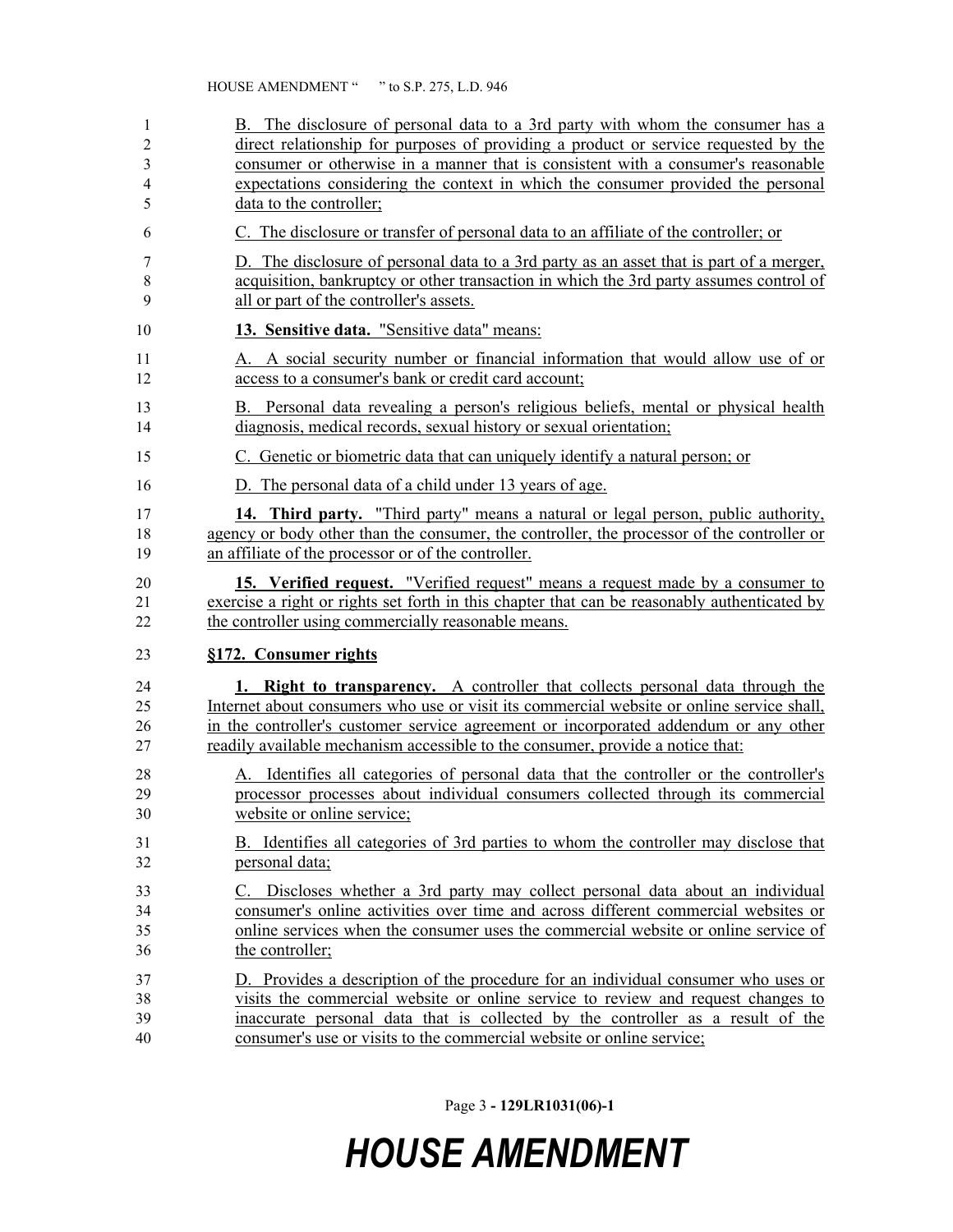B. The disclosure of personal data to a 3rd party with whom the consumer has a direct relationship for purposes of providing a product or service requested by the consumer or otherwise in a manner that is consistent with a consumer's reasonable expectations considering the context in which the consumer provided the personal data to the controller;

C. The disclosure or transfer of personal data to an affiliate of the controller; or

D. The disclosure of personal data to a 3rd party as an asset that is part of a merger, acquisition, bankruptcy or other transaction in which the 3rd party assumes control of all or part of the controller's assets.

**13. Sensitive data.** "Sensitive data" means:

A. A social security number or financial information that would allow use of or access to a consumer's bank or credit card account;

B. Personal data revealing a person's religious beliefs, mental or physical health diagnosis, medical records, sexual history or sexual orientation;

C. Genetic or biometric data that can uniquely identify a natural person; or

D. The personal data of a child under 13 years of age.

**14. Third party.** "Third party" means a natural or legal person, public authority, agency or body other than the consumer, the controller, the processor of the controller or an affiliate of the processor or of the controller.

**15. Verified request.** "Verified request" means a request made by a consumer to exercise a right or rights set forth in this chapter that can be reasonably authenticated by the controller using commercially reasonable means.

**§172. Consumer rights**

**1. Right to transparency.** A controller that collects personal data through the Internet about consumers who use or visit its commercial website or online service shall, in the controller's customer service agreement or incorporated addendum or any other readily available mechanism accessible to the consumer, provide a notice that:

A. Identifies all categories of personal data that the controller or the controller's processor processes about individual consumers collected through its commercial website or online service;

B. Identifies all categories of 3rd parties to whom the controller may disclose that personal data;

C. Discloses whether a 3rd party may collect personal data about an individual consumer's online activities over time and across different commercial websites or online services when the consumer uses the commercial website or online service of the controller;

D. Provides a description of the procedure for an individual consumer who uses or visits the commercial website or online service to review and request changes to inaccurate personal data that is collected by the controller as a result of the consumer's use or visits to the commercial website or online service;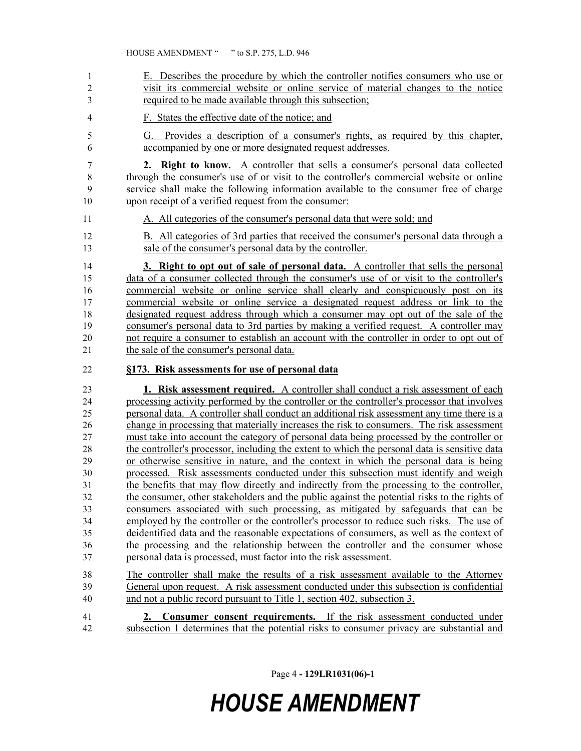E. Describes the procedure by which the controller notifies consumers who use or visit its commercial website or online service of material changes to the notice required to be made available through this subsection;

F. States the effective date of the notice; and

G. Provides a description of a consumer's rights, as required by this chapter, accompanied by one or more designated request addresses.

**2. Right to know.** A controller that sells a consumer's personal data collected through the consumer's use of or visit to the controller's commercial website or online service shall make the following information available to the consumer free of charge upon receipt of a verified request from the consumer:

A. All categories of the consumer's personal data that were sold; and

B. All categories of 3rd parties that received the consumer's personal data through a sale of the consumer's personal data by the controller.

**3. Right to opt out of sale of personal data.** A controller that sells the personal data of a consumer collected through the consumer's use of or visit to the controller's commercial website or online service shall clearly and conspicuously post on its commercial website or online service a designated request address or link to the designated request address through which a consumer may opt out of the sale of the consumer's personal data to 3rd parties by making a verified request. A controller may not require a consumer to establish an account with the controller in order to opt out of the sale of the consumer's personal data.

**§173. Risk assessments for use of personal data**

**1. Risk assessment required.** A controller shall conduct a risk assessment of each processing activity performed by the controller or the controller's processor that involves personal data. A controller shall conduct an additional risk assessment any time there is a change in processing that materially increases the risk to consumers. The risk assessment must take into account the category of personal data being processed by the controller or the controller's processor, including the extent to which the personal data is sensitive data or otherwise sensitive in nature, and the context in which the personal data is being processed. Risk assessments conducted under this subsection must identify and weigh the benefits that may flow directly and indirectly from the processing to the controller, the consumer, other stakeholders and the public against the potential risks to the rights of consumers associated with such processing, as mitigated by safeguards that can be employed by the controller or the controller's processor to reduce such risks. The use of deidentified data and the reasonable expectations of consumers, as well as the context of the processing and the relationship between the controller and the consumer whose personal data is processed, must factor into the risk assessment.

The controller shall make the results of a risk assessment available to the Attorney General upon request. A risk assessment conducted under this subsection is confidential and not a public record pursuant to Title 1, section 402, subsection 3.

**2. Consumer consent requirements.** If the risk assessment conducted under subsection 1 determines that the potential risks to consumer privacy are substantial and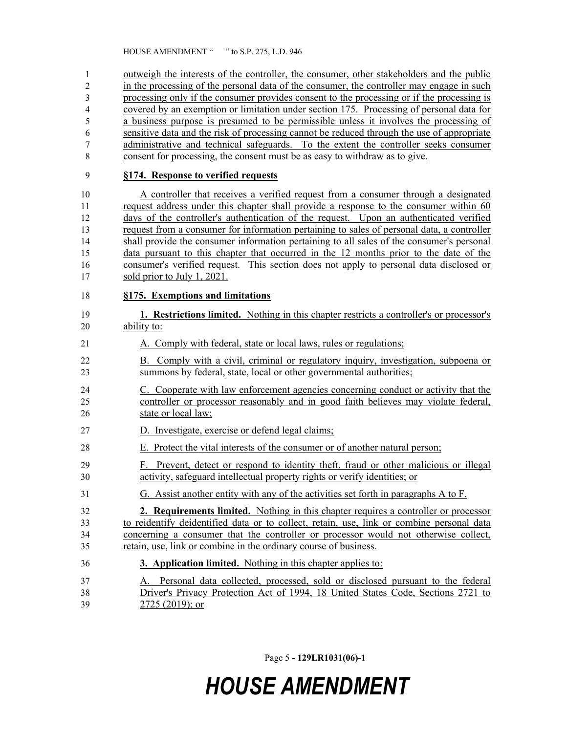outweigh the interests of the controller, the consumer, other stakeholders and the public in the processing of the personal data of the consumer, the controller may engage in such processing only if the consumer provides consent to the processing or if the processing is covered by an exemption or limitation under section 175. Processing of personal data for a business purpose is presumed to be permissible unless it involves the processing of sensitive data and the risk of processing cannot be reduced through the use of appropriate administrative and technical safeguards. To the extent the controller seeks consumer consent for processing, the consent must be as easy to withdraw as to give.

**§174. Response to verified requests**

A controller that receives a verified request from a consumer through a designated request address under this chapter shall provide a response to the consumer within 60 days of the controller's authentication of the request. Upon an authenticated verified request from a consumer for information pertaining to sales of personal data, a controller shall provide the consumer information pertaining to all sales of the consumer's personal data pursuant to this chapter that occurred in the 12 months prior to the date of the consumer's verified request. This section does not apply to personal data disclosed or sold prior to July 1, 2021.

**§175. Exemptions and limitations**

**1. Restrictions limited.** Nothing in this chapter restricts a controller's or processor's ability to:

A. Comply with federal, state or local laws, rules or regulations;

B. Comply with a civil, criminal or regulatory inquiry, investigation, subpoena or summons by federal, state, local or other governmental authorities;

C. Cooperate with law enforcement agencies concerning conduct or activity that the controller or processor reasonably and in good faith believes may violate federal, state or local law;

D. Investigate, exercise or defend legal claims;

E. Protect the vital interests of the consumer or of another natural person;

F. Prevent, detect or respond to identity theft, fraud or other malicious or illegal activity, safeguard intellectual property rights or verify identities; or

G. Assist another entity with any of the activities set forth in paragraphs A to F.

**2. Requirements limited.** Nothing in this chapter requires a controller or processor to reidentify deidentified data or to collect, retain, use, link or combine personal data concerning a consumer that the controller or processor would not otherwise collect, retain, use, link or combine in the ordinary course of business.

**3. Application limited.** Nothing in this chapter applies to:

A. Personal data collected, processed, sold or disclosed pursuant to the federal Driver's Privacy Protection Act of 1994, 18 United States Code, Sections 2721 to 2725 (2019); or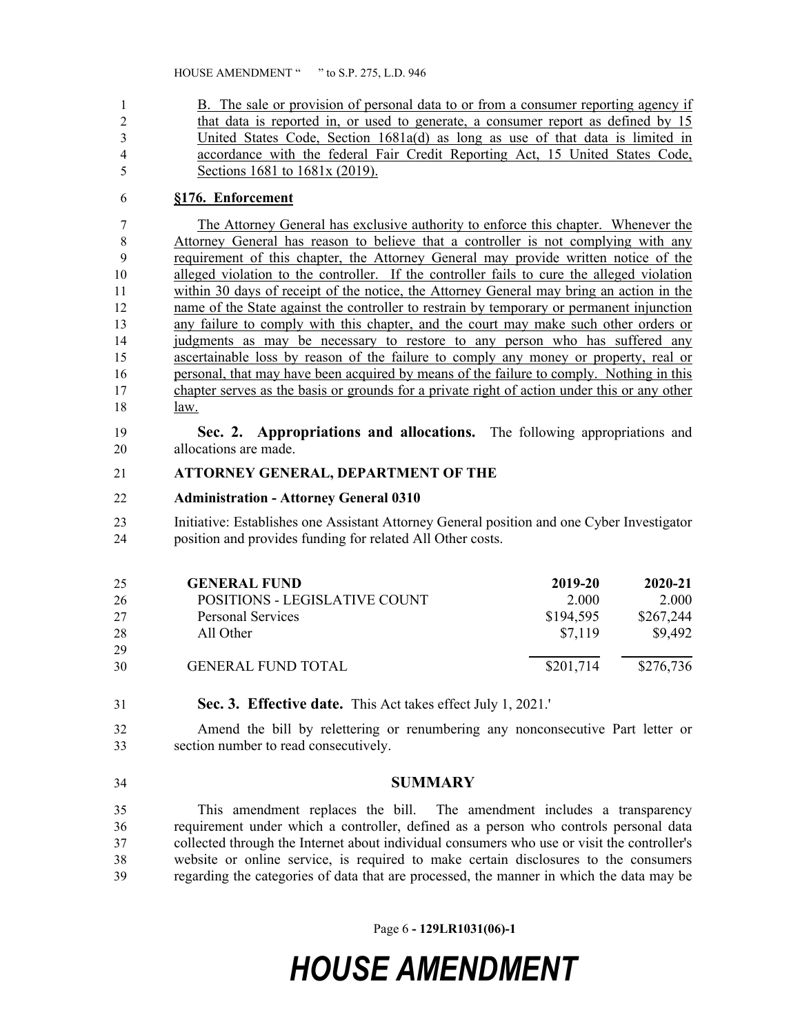B. The sale or provision of personal data to or from a consumer reporting agency if that data is reported in, or used to generate, a consumer report as defined by 15 United States Code, Section 1681a(d) as long as use of that data is limited in accordance with the federal Fair Credit Reporting Act, 15 United States Code, Sections 1681 to 1681x (2019).

**§176. Enforcement**

The Attorney General has exclusive authority to enforce this chapter. Whenever the Attorney General has reason to believe that a controller is not complying with any requirement of this chapter, the Attorney General may provide written notice of the alleged violation to the controller. If the controller fails to cure the alleged violation within 30 days of receipt of the notice, the Attorney General may bring an action in the name of the State against the controller to restrain by temporary or permanent injunction any failure to comply with this chapter, and the court may make such other orders or judgments as may be necessary to restore to any person who has suffered any ascertainable loss by reason of the failure to comply any money or property, real or personal, that may have been acquired by means of the failure to comply. Nothing in this chapter serves as the basis or grounds for a private right of action under this or any other law.

**Sec. 2. Appropriations and allocations.** The following appropriations and allocations are made.

**ATTORNEY GENERAL, DEPARTMENT OF THE**

**Administration - Attorney General 0310**

Initiative: Establishes one Assistant Attorney General position and one Cyber Investigator position and provides funding for related All Other costs.

| GENERAL FUND | 2019-20 | 2020-21 |
|---|---|---|
| POSITIONS - LEGISLATIVE COUNT | 2.000 | 2.000 |
| Personal Services | $194,595 | $267,244 |
| All Other | $7,119 | $9,492 |
| GENERAL FUND TOTAL | $201,714 | $276,736 |

**Sec. 3. Effective date.** This Act takes effect July 1, 2021.'

Amend the bill by relettering or renumbering any nonconsecutive Part letter or section number to read consecutively.

## SUMMARY

This amendment replaces the bill. The amendment includes a transparency requirement under which a controller, defined as a person who controls personal data collected through the Internet about individual consumers who use or visit the controller's website or online service, is required to make certain disclosures to the consumers regarding the categories of data that are processed, the manner in which the data may be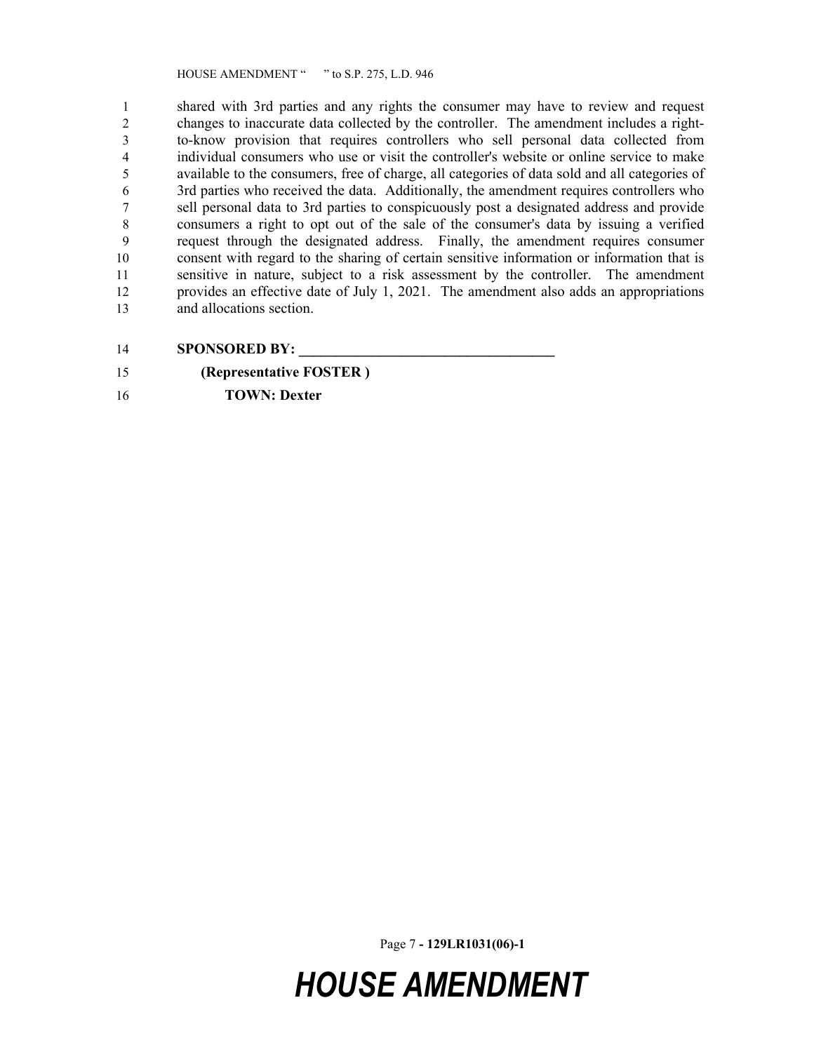shared with 3rd parties and any rights the consumer may have to review and request changes to inaccurate data collected by the controller. The amendment includes a right-to-know provision that requires controllers who sell personal data collected from individual consumers who use or visit the controller's website or online service to make available to the consumers, free of charge, all categories of data sold and all categories of 3rd parties who received the data. Additionally, the amendment requires controllers who sell personal data to 3rd parties to conspicuously post a designated address and provide consumers a right to opt out of the sale of the consumer's data by issuing a verified request through the designated address. Finally, the amendment requires consumer consent with regard to the sharing of certain sensitive information or information that is sensitive in nature, subject to a risk assessment by the controller. The amendment provides an effective date of July 1, 2021. The amendment also adds an appropriations and allocations section.

**SPONSORED BY: ____________________________________**

**(Representative FOSTER )**

**TOWN: Dexter**